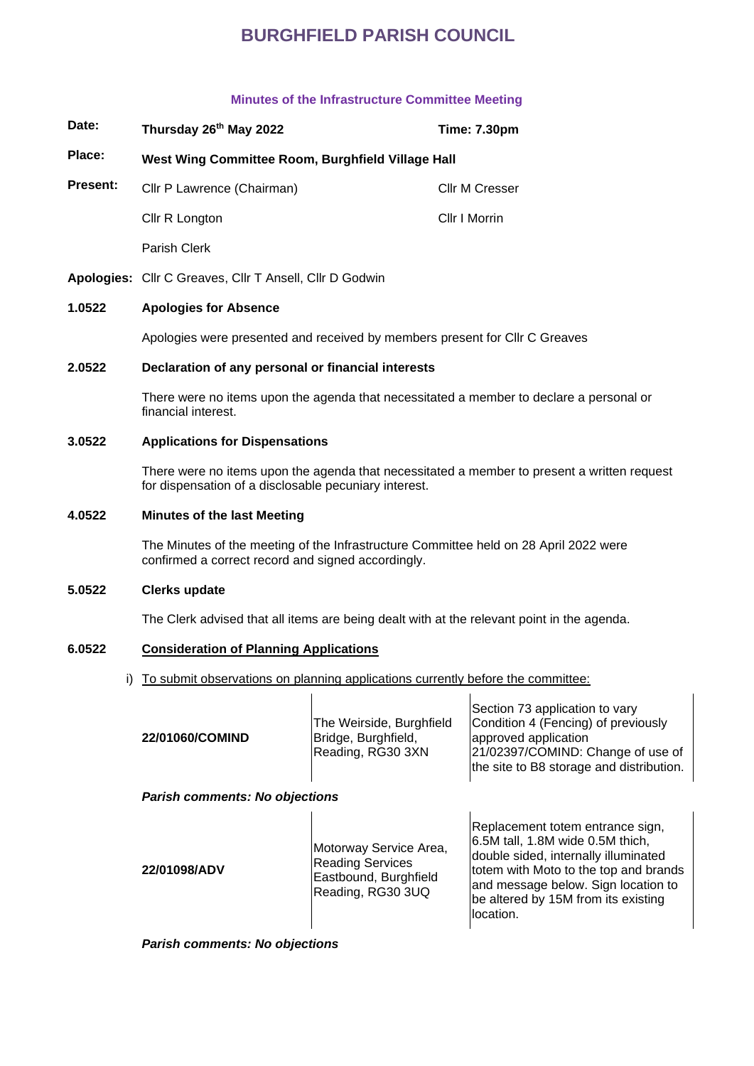# BURGHFIELD PARISH COUNCIL

### Minutes of the Infrastructure Committee Meeting

**Date:** **Thursday 26th May 2022** **Time: 7.30pm**

**Place:** **West Wing Committee Room, Burghfield Village Hall**

**Present:** Cllr P Lawrence (Chairman), Cllr M Cresser, Cllr R Longton, Cllr I Morrin, Parish Clerk

**Apologies:** Cllr C Greaves, Cllr T Ansell, Cllr D Godwin

**1.0522 Apologies for Absence**

Apologies were presented and received by members present for Cllr C Greaves

**2.0522 Declaration of any personal or financial interests**

There were no items upon the agenda that necessitated a member to declare a personal or financial interest.

**3.0522 Applications for Dispensations**

There were no items upon the agenda that necessitated a member to present a written request for dispensation of a disclosable pecuniary interest.

**4.0522 Minutes of the last Meeting**

The Minutes of the meeting of the Infrastructure Committee held on 28 April 2022 were confirmed a correct record and signed accordingly.

**5.0522 Clerks update**

The Clerk advised that all items are being dealt with at the relevant point in the agenda.

**6.0522 Consideration of Planning Applications**

i) To submit observations on planning applications currently before the committee:

| | | |
|---|---|---|
| **22/01060/COMIND** | The Weirside, Burghfield Bridge, Burghfield, Reading, RG30 3XN | Section 73 application to vary Condition 4 (Fencing) of previously approved application 21/02397/COMIND: Change of use of the site to B8 storage and distribution. |

***Parish comments: No objections***

| | | |
|---|---|---|
| **22/01098/ADV** | Motorway Service Area, Reading Services Eastbound, Burghfield Reading, RG30 3UQ | Replacement totem entrance sign, 6.5M tall, 1.8M wide 0.5M thich, double sided, internally illuminated totem with Moto to the top and brands and message below. Sign location to be altered by 15M from its existing location. |

***Parish comments: No objections***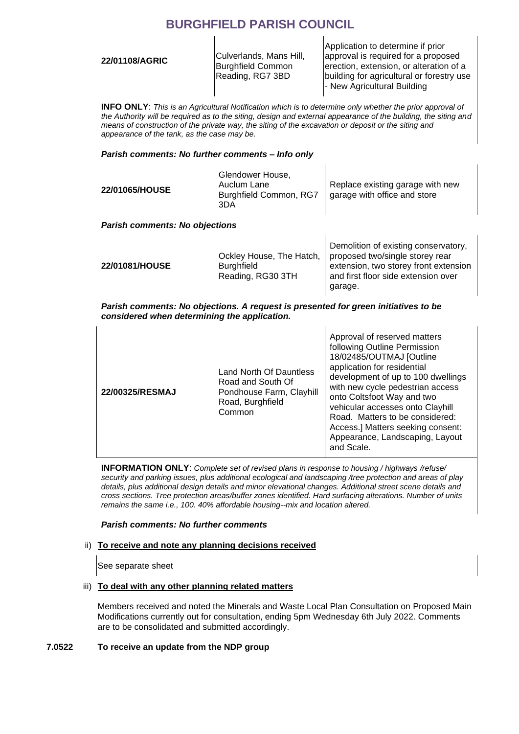| | | |
|---|---|---|
| **22/01108/AGRIC** | Culverlands, Mans Hill, Burghfield Common Reading, RG7 3BD | Application to determine if prior approval is required for a proposed erection, extension, or alteration of a building for agricultural or forestry use - New Agricultural Building |

**INFO ONLY**: *This is an Agricultural Notification which is to determine only whether the prior approval of the Authority will be required as to the siting, design and external appearance of the building, the siting and means of construction of the private way, the siting of the excavation or deposit or the siting and appearance of the tank, as the case may be.*

***Parish comments: No further comments – Info only***

| | | |
|---|---|---|
| **22/01065/HOUSE** | Glendower House, Auclum Lane Burghfield Common, RG7 3DA | Replace existing garage with new garage with office and store |

***Parish comments: No objections***

| | | |
|---|---|---|
| **22/01081/HOUSE** | Ockley House, The Hatch, Burghfield Reading, RG30 3TH | Demolition of existing conservatory, proposed two/single storey rear extension, two storey front extension and first floor side extension over garage. |

***Parish comments: No objections. A request is presented for green initiatives to be considered when determining the application.***

| | | |
|---|---|---|
| **22/00325/RESMAJ** | Land North Of Dauntless Road and South Of Pondhouse Farm, Clayhill Road, Burghfield Common | Approval of reserved matters following Outline Permission 18/02485/OUTMAJ [Outline application for residential development of up to 100 dwellings with new cycle pedestrian access onto Coltsfoot Way and two vehicular accesses onto Clayhill Road. Matters to be considered: Access.] Matters seeking consent: Appearance, Landscaping, Layout and Scale. |

**INFORMATION ONLY**: *Complete set of revised plans in response to housing / highways /refuse/ security and parking issues, plus additional ecological and landscaping /tree protection and areas of play details, plus additional design details and minor elevational changes. Additional street scene details and cross sections. Tree protection areas/buffer zones identified. Hard surfacing alterations. Number of units remains the same i.e., 100. 40% affordable housing--mix and location altered.*

***Parish comments: No further comments***

ii) **To receive and note any planning decisions received**

See separate sheet

iii) **To deal with any other planning related matters**

Members received and noted the Minerals and Waste Local Plan Consultation on Proposed Main Modifications currently out for consultation, ending 5pm Wednesday 6th July 2022. Comments are to be consolidated and submitted accordingly.

**7.0522 To receive an update from the NDP group**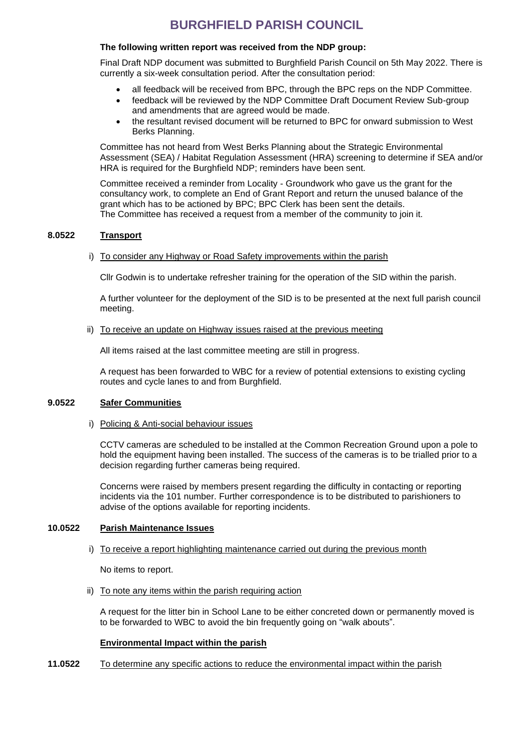**The following written report was received from the NDP group:**

Final Draft NDP document was submitted to Burghfield Parish Council on 5th May 2022. There is currently a six-week consultation period. After the consultation period:

- all feedback will be received from BPC, through the BPC reps on the NDP Committee.
- feedback will be reviewed by the NDP Committee Draft Document Review Sub-group and amendments that are agreed would be made.
- the resultant revised document will be returned to BPC for onward submission to West Berks Planning.

Committee has not heard from West Berks Planning about the Strategic Environmental Assessment (SEA) / Habitat Regulation Assessment (HRA) screening to determine if SEA and/or HRA is required for the Burghfield NDP; reminders have been sent.

Committee received a reminder from Locality - Groundwork who gave us the grant for the consultancy work, to complete an End of Grant Report and return the unused balance of the grant which has to be actioned by BPC; BPC Clerk has been sent the details.
The Committee has received a request from a member of the community to join it.

**8.0522 Transport**

i) To consider any Highway or Road Safety improvements within the parish

Cllr Godwin is to undertake refresher training for the operation of the SID within the parish.

A further volunteer for the deployment of the SID is to be presented at the next full parish council meeting.

ii) To receive an update on Highway issues raised at the previous meeting

All items raised at the last committee meeting are still in progress.

A request has been forwarded to WBC for a review of potential extensions to existing cycling routes and cycle lanes to and from Burghfield.

**9.0522 Safer Communities**

i) Policing & Anti-social behaviour issues

CCTV cameras are scheduled to be installed at the Common Recreation Ground upon a pole to hold the equipment having been installed. The success of the cameras is to be trialled prior to a decision regarding further cameras being required.

Concerns were raised by members present regarding the difficulty in contacting or reporting incidents via the 101 number. Further correspondence is to be distributed to parishioners to advise of the options available for reporting incidents.

**10.0522 Parish Maintenance Issues**

i) To receive a report highlighting maintenance carried out during the previous month

No items to report.

ii) To note any items within the parish requiring action

A request for the litter bin in School Lane to be either concreted down or permanently moved is to be forwarded to WBC to avoid the bin frequently going on "walk abouts".

**Environmental Impact within the parish**

**11.0522** To determine any specific actions to reduce the environmental impact within the parish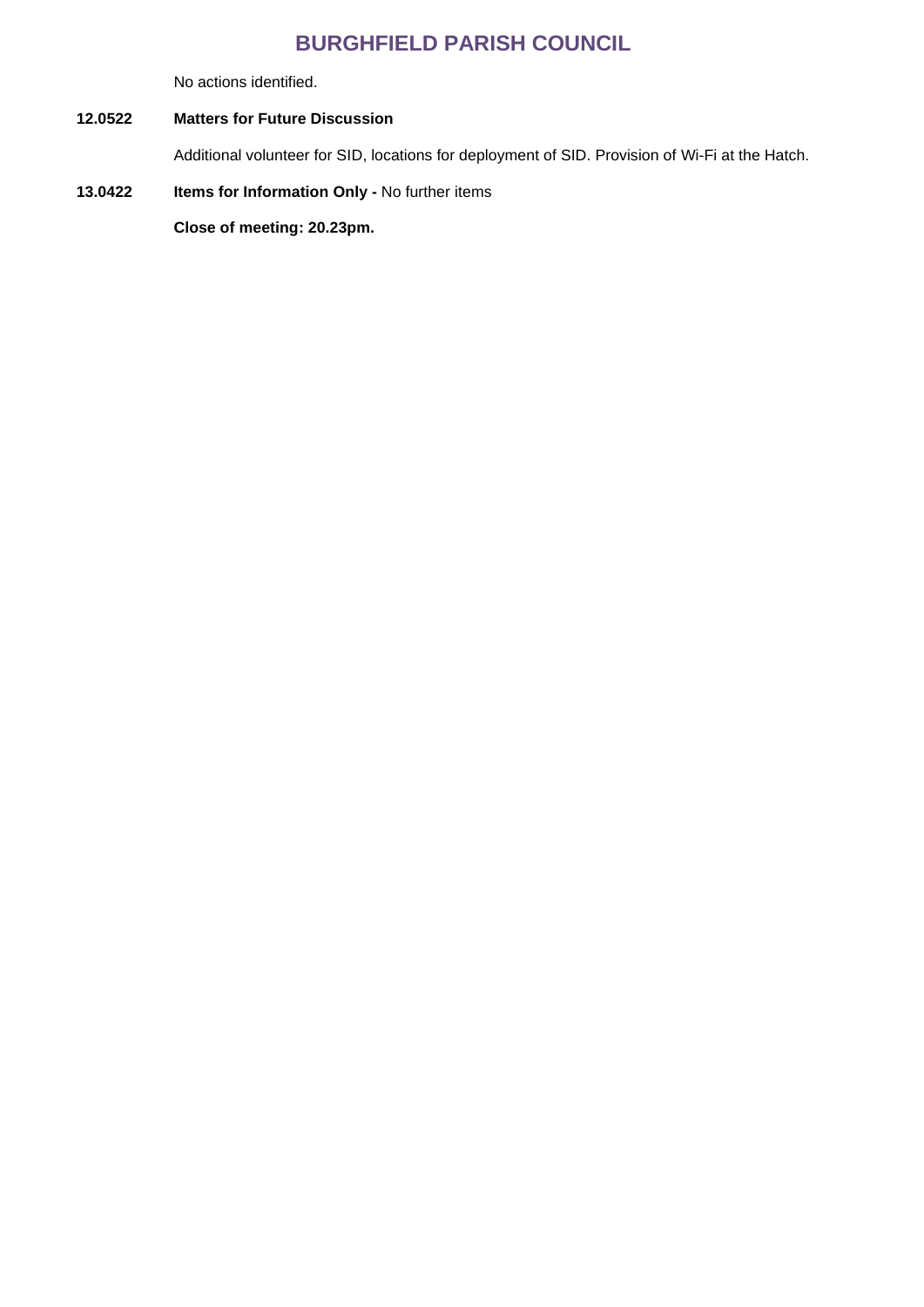No actions identified.

**12.0522 Matters for Future Discussion**

Additional volunteer for SID, locations for deployment of SID. Provision of Wi-Fi at the Hatch.

**13.0422 Items for Information Only -** No further items

**Close of meeting: 20.23pm.**